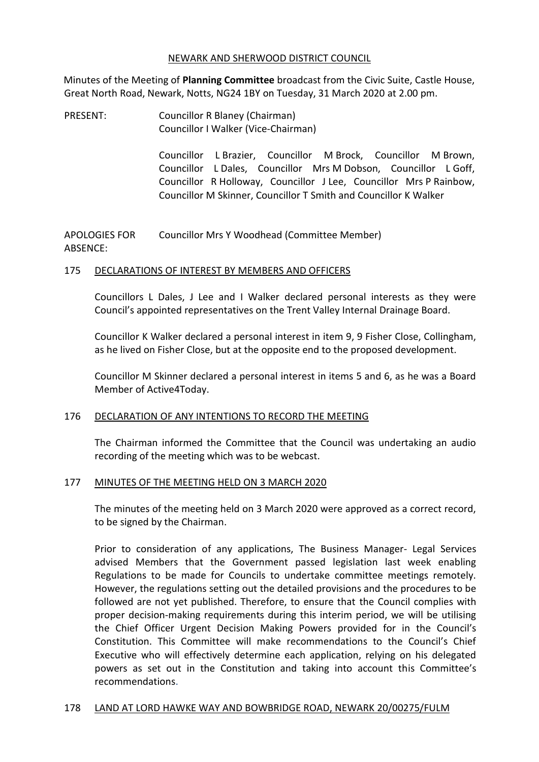# NEWARK AND SHERWOOD DISTRICT COUNCIL

Minutes of the Meeting of **Planning Committee** broadcast from the Civic Suite, Castle House, Great North Road, Newark, Notts, NG24 1BY on Tuesday, 31 March 2020 at 2.00 pm.

PRESENT: Councillor R Blaney (Chairman)
Councillor I Walker (Vice-Chairman)

Councillor L Brazier, Councillor M Brock, Councillor M Brown, Councillor L Dales, Councillor Mrs M Dobson, Councillor L Goff, Councillor R Holloway, Councillor J Lee, Councillor Mrs P Rainbow, Councillor M Skinner, Councillor T Smith and Councillor K Walker

APOLOGIES FOR ABSENCE: Councillor Mrs Y Woodhead (Committee Member)

## 175 DECLARATIONS OF INTEREST BY MEMBERS AND OFFICERS

Councillors L Dales, J Lee and I Walker declared personal interests as they were Council's appointed representatives on the Trent Valley Internal Drainage Board.

Councillor K Walker declared a personal interest in item 9, 9 Fisher Close, Collingham, as he lived on Fisher Close, but at the opposite end to the proposed development.

Councillor M Skinner declared a personal interest in items 5 and 6, as he was a Board Member of Active4Today.

## 176 DECLARATION OF ANY INTENTIONS TO RECORD THE MEETING

The Chairman informed the Committee that the Council was undertaking an audio recording of the meeting which was to be webcast.

## 177 MINUTES OF THE MEETING HELD ON 3 MARCH 2020

The minutes of the meeting held on 3 March 2020 were approved as a correct record, to be signed by the Chairman.

Prior to consideration of any applications, The Business Manager- Legal Services advised Members that the Government passed legislation last week enabling Regulations to be made for Councils to undertake committee meetings remotely. However, the regulations setting out the detailed provisions and the procedures to be followed are not yet published. Therefore, to ensure that the Council complies with proper decision-making requirements during this interim period, we will be utilising the Chief Officer Urgent Decision Making Powers provided for in the Council's Constitution. This Committee will make recommendations to the Council's Chief Executive who will effectively determine each application, relying on his delegated powers as set out in the Constitution and taking into account this Committee's recommendations.

## 178 LAND AT LORD HAWKE WAY AND BOWBRIDGE ROAD, NEWARK 20/00275/FULM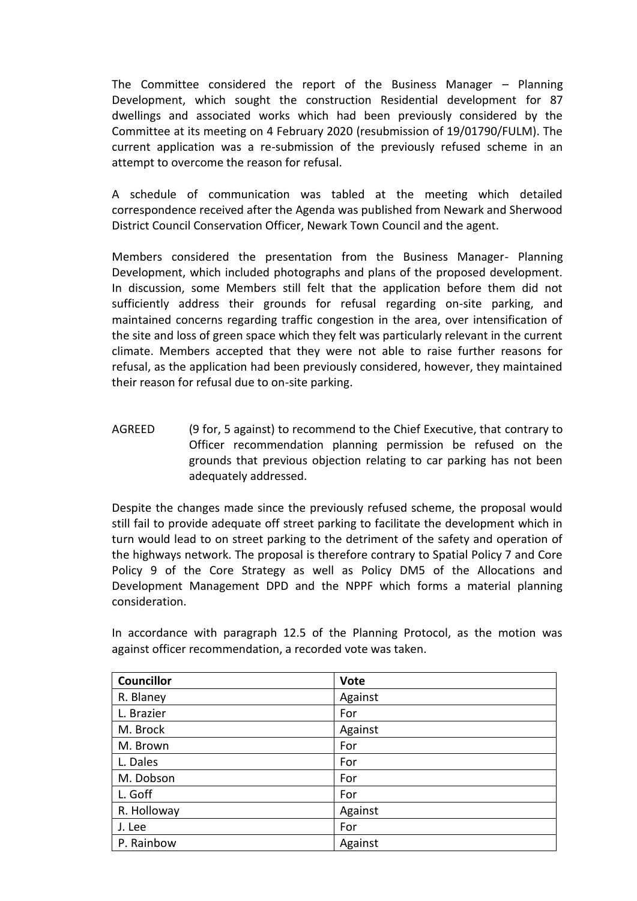The Committee considered the report of the Business Manager – Planning Development, which sought the construction Residential development for 87 dwellings and associated works which had been previously considered by the Committee at its meeting on 4 February 2020 (resubmission of 19/01790/FULM). The current application was a re-submission of the previously refused scheme in an attempt to overcome the reason for refusal.

A schedule of communication was tabled at the meeting which detailed correspondence received after the Agenda was published from Newark and Sherwood District Council Conservation Officer, Newark Town Council and the agent.

Members considered the presentation from the Business Manager- Planning Development, which included photographs and plans of the proposed development. In discussion, some Members still felt that the application before them did not sufficiently address their grounds for refusal regarding on-site parking, and maintained concerns regarding traffic congestion in the area, over intensification of the site and loss of green space which they felt was particularly relevant in the current climate. Members accepted that they were not able to raise further reasons for refusal, as the application had been previously considered, however, they maintained their reason for refusal due to on-site parking.

AGREED (9 for, 5 against) to recommend to the Chief Executive, that contrary to Officer recommendation planning permission be refused on the grounds that previous objection relating to car parking has not been adequately addressed.

Despite the changes made since the previously refused scheme, the proposal would still fail to provide adequate off street parking to facilitate the development which in turn would lead to on street parking to the detriment of the safety and operation of the highways network. The proposal is therefore contrary to Spatial Policy 7 and Core Policy 9 of the Core Strategy as well as Policy DM5 of the Allocations and Development Management DPD and the NPPF which forms a material planning consideration.

In accordance with paragraph 12.5 of the Planning Protocol, as the motion was against officer recommendation, a recorded vote was taken.

| Councillor | Vote |
| --- | --- |
| R. Blaney | Against |
| L. Brazier | For |
| M. Brock | Against |
| M. Brown | For |
| L. Dales | For |
| M. Dobson | For |
| L. Goff | For |
| R. Holloway | Against |
| J. Lee | For |
| P. Rainbow | Against |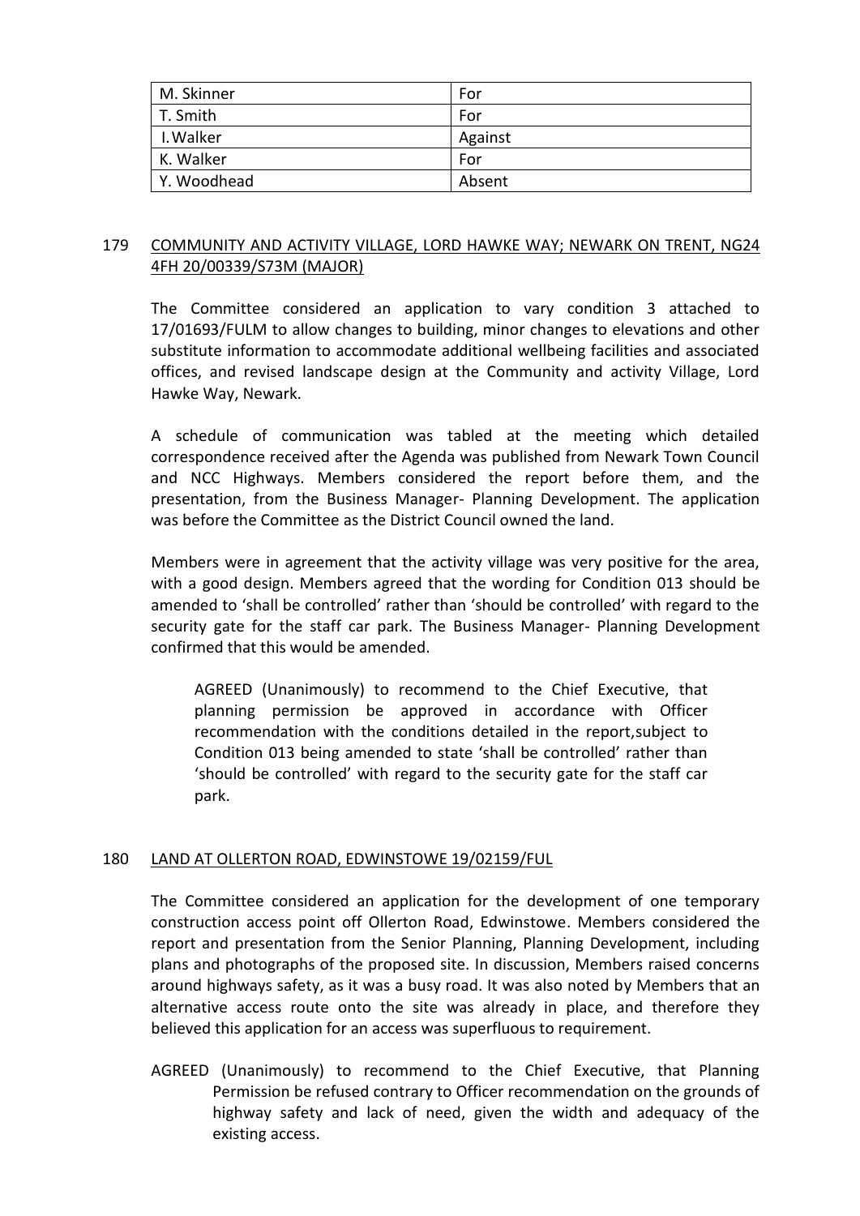| M. Skinner | For |
|---|---|
| T. Smith | For |
| I. Walker | Against |
| K. Walker | For |
| Y. Woodhead | Absent |

## 179 COMMUNITY AND ACTIVITY VILLAGE, LORD HAWKE WAY; NEWARK ON TRENT, NG24 4FH 20/00339/S73M (MAJOR)

The Committee considered an application to vary condition 3 attached to 17/01693/FULM to allow changes to building, minor changes to elevations and other substitute information to accommodate additional wellbeing facilities and associated offices, and revised landscape design at the Community and activity Village, Lord Hawke Way, Newark.

A schedule of communication was tabled at the meeting which detailed correspondence received after the Agenda was published from Newark Town Council and NCC Highways. Members considered the report before them, and the presentation, from the Business Manager- Planning Development. The application was before the Committee as the District Council owned the land.

Members were in agreement that the activity village was very positive for the area, with a good design. Members agreed that the wording for Condition 013 should be amended to 'shall be controlled' rather than 'should be controlled' with regard to the security gate for the staff car park. The Business Manager- Planning Development confirmed that this would be amended.

> AGREED (Unanimously) to recommend to the Chief Executive, that planning permission be approved in accordance with Officer recommendation with the conditions detailed in the report,subject to Condition 013 being amended to state 'shall be controlled' rather than 'should be controlled' with regard to the security gate for the staff car park.

## 180 LAND AT OLLERTON ROAD, EDWINSTOWE 19/02159/FUL

The Committee considered an application for the development of one temporary construction access point off Ollerton Road, Edwinstowe. Members considered the report and presentation from the Senior Planning, Planning Development, including plans and photographs of the proposed site. In discussion, Members raised concerns around highways safety, as it was a busy road. It was also noted by Members that an alternative access route onto the site was already in place, and therefore they believed this application for an access was superfluous to requirement.

AGREED (Unanimously) to recommend to the Chief Executive, that Planning Permission be refused contrary to Officer recommendation on the grounds of highway safety and lack of need, given the width and adequacy of the existing access.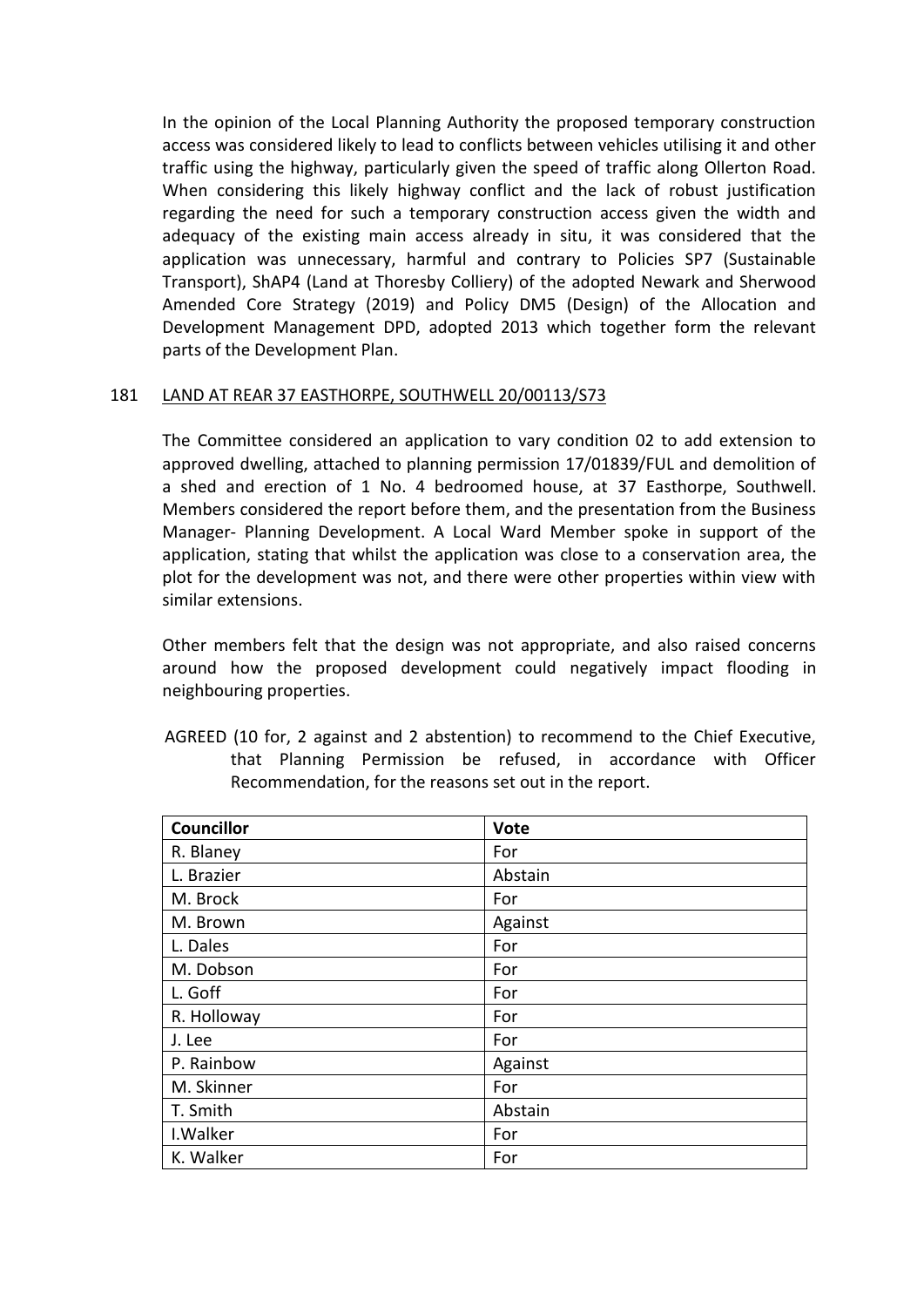In the opinion of the Local Planning Authority the proposed temporary construction access was considered likely to lead to conflicts between vehicles utilising it and other traffic using the highway, particularly given the speed of traffic along Ollerton Road. When considering this likely highway conflict and the lack of robust justification regarding the need for such a temporary construction access given the width and adequacy of the existing main access already in situ, it was considered that the application was unnecessary, harmful and contrary to Policies SP7 (Sustainable Transport), ShAP4 (Land at Thoresby Colliery) of the adopted Newark and Sherwood Amended Core Strategy (2019) and Policy DM5 (Design) of the Allocation and Development Management DPD, adopted 2013 which together form the relevant parts of the Development Plan.

## 181 LAND AT REAR 37 EASTHORPE, SOUTHWELL 20/00113/S73

The Committee considered an application to vary condition 02 to add extension to approved dwelling, attached to planning permission 17/01839/FUL and demolition of a shed and erection of 1 No. 4 bedroomed house, at 37 Easthorpe, Southwell. Members considered the report before them, and the presentation from the Business Manager- Planning Development. A Local Ward Member spoke in support of the application, stating that whilst the application was close to a conservation area, the plot for the development was not, and there were other properties within view with similar extensions.

Other members felt that the design was not appropriate, and also raised concerns around how the proposed development could negatively impact flooding in neighbouring properties.

AGREED (10 for, 2 against and 2 abstention) to recommend to the Chief Executive, that Planning Permission be refused, in accordance with Officer Recommendation, for the reasons set out in the report.

| Councillor | Vote |
|---|---|
| R. Blaney | For |
| L. Brazier | Abstain |
| M. Brock | For |
| M. Brown | Against |
| L. Dales | For |
| M. Dobson | For |
| L. Goff | For |
| R. Holloway | For |
| J. Lee | For |
| P. Rainbow | Against |
| M. Skinner | For |
| T. Smith | Abstain |
| I.Walker | For |
| K. Walker | For |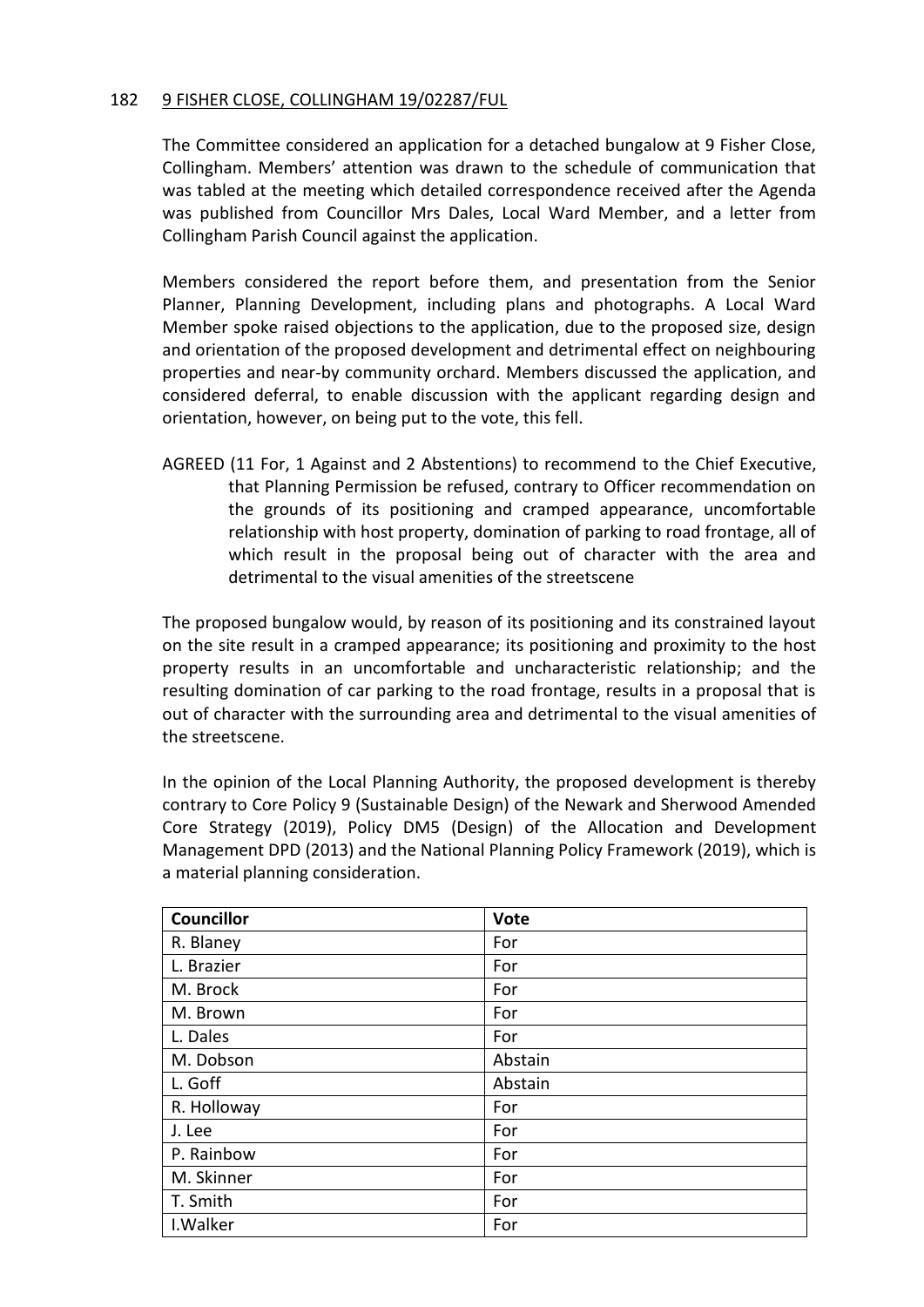## 182 9 FISHER CLOSE, COLLINGHAM 19/02287/FUL

The Committee considered an application for a detached bungalow at 9 Fisher Close, Collingham. Members' attention was drawn to the schedule of communication that was tabled at the meeting which detailed correspondence received after the Agenda was published from Councillor Mrs Dales, Local Ward Member, and a letter from Collingham Parish Council against the application.

Members considered the report before them, and presentation from the Senior Planner, Planning Development, including plans and photographs. A Local Ward Member spoke raised objections to the application, due to the proposed size, design and orientation of the proposed development and detrimental effect on neighbouring properties and near-by community orchard. Members discussed the application, and considered deferral, to enable discussion with the applicant regarding design and orientation, however, on being put to the vote, this fell.

AGREED (11 For, 1 Against and 2 Abstentions) to recommend to the Chief Executive, that Planning Permission be refused, contrary to Officer recommendation on the grounds of its positioning and cramped appearance, uncomfortable relationship with host property, domination of parking to road frontage, all of which result in the proposal being out of character with the area and detrimental to the visual amenities of the streetscene

The proposed bungalow would, by reason of its positioning and its constrained layout on the site result in a cramped appearance; its positioning and proximity to the host property results in an uncomfortable and uncharacteristic relationship; and the resulting domination of car parking to the road frontage, results in a proposal that is out of character with the surrounding area and detrimental to the visual amenities of the streetscene.

In the opinion of the Local Planning Authority, the proposed development is thereby contrary to Core Policy 9 (Sustainable Design) of the Newark and Sherwood Amended Core Strategy (2019), Policy DM5 (Design) of the Allocation and Development Management DPD (2013) and the National Planning Policy Framework (2019), which is a material planning consideration.

| Councillor | Vote |
|---|---|
| R. Blaney | For |
| L. Brazier | For |
| M. Brock | For |
| M. Brown | For |
| L. Dales | For |
| M. Dobson | Abstain |
| L. Goff | Abstain |
| R. Holloway | For |
| J. Lee | For |
| P. Rainbow | For |
| M. Skinner | For |
| T. Smith | For |
| I.Walker | For |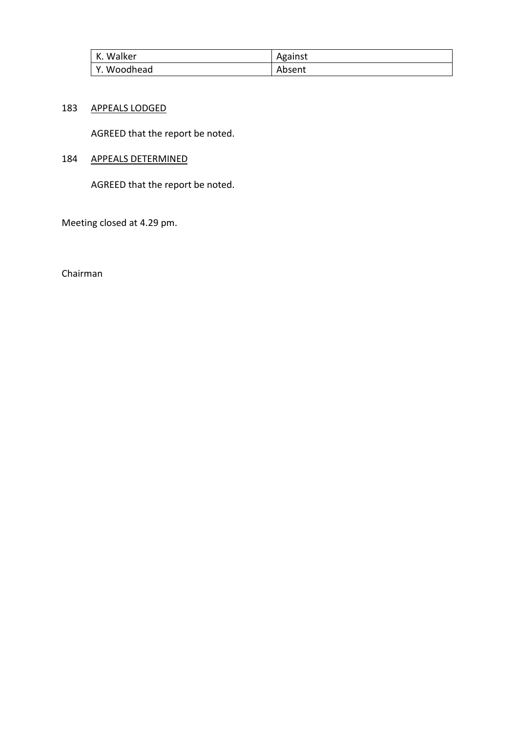| | |
|---|---|
| K. Walker | Against |
| Y. Woodhead | Absent |

183 APPEALS LODGED

AGREED that the report be noted.

184 APPEALS DETERMINED

AGREED that the report be noted.

Meeting closed at 4.29 pm.

Chairman